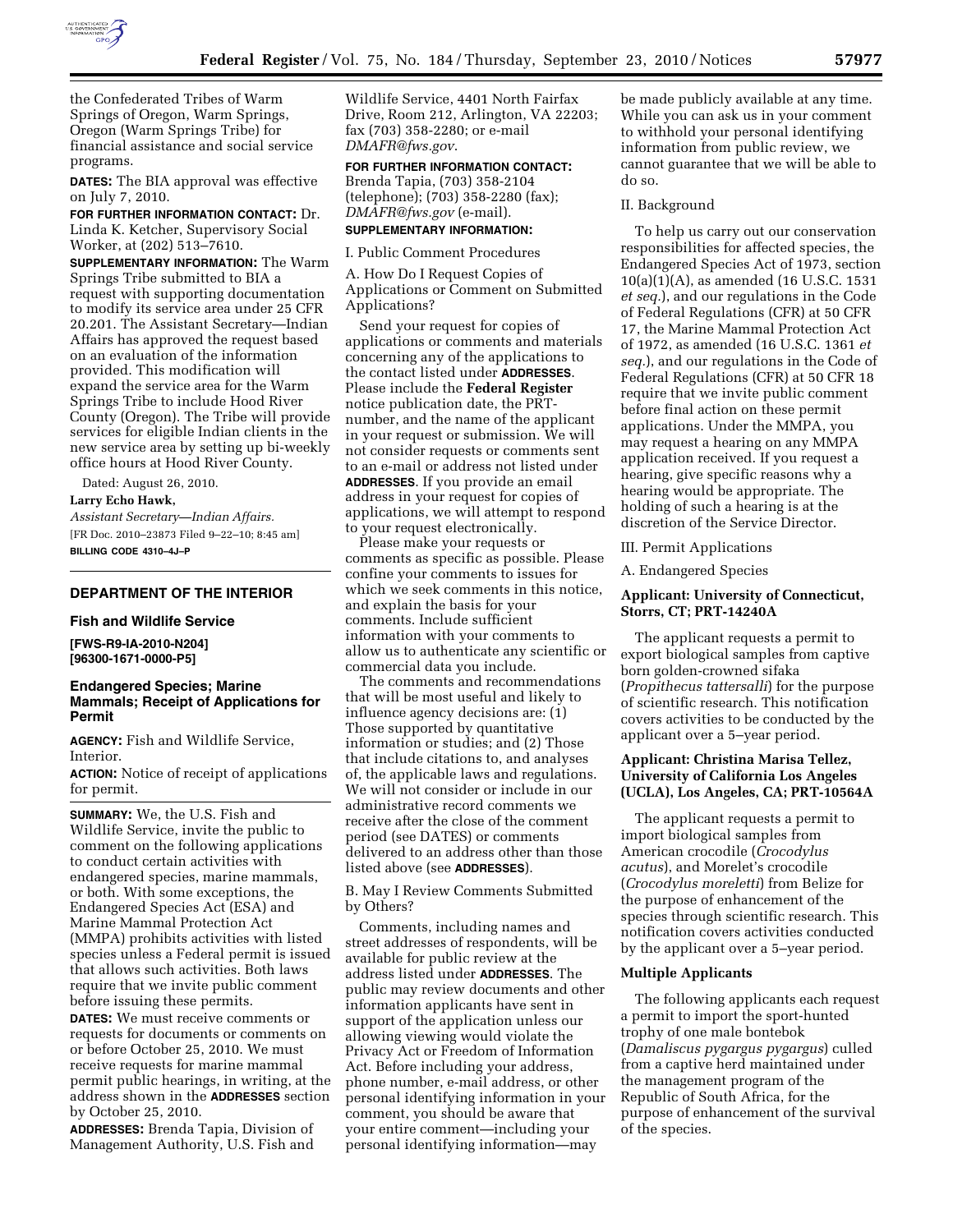the Confederated Tribes of Warm Springs of Oregon, Warm Springs, Oregon (Warm Springs Tribe) for financial assistance and social service programs.

**DATES:** The BIA approval was effective on July 7, 2010.

**FOR FURTHER INFORMATION CONTACT:** Dr. Linda K. Ketcher, Supervisory Social Worker, at (202) 513–7610.

**SUPPLEMENTARY INFORMATION:** The Warm Springs Tribe submitted to BIA a request with supporting documentation to modify its service area under 25 CFR 20.201. The Assistant Secretary—Indian Affairs has approved the request based on an evaluation of the information provided. This modification will expand the service area for the Warm Springs Tribe to include Hood River County (Oregon). The Tribe will provide services for eligible Indian clients in the new service area by setting up bi-weekly office hours at Hood River County.

Dated: August 26, 2010.

**Larry Echo Hawk,**

*Assistant Secretary—Indian Affairs.*

[FR Doc. 2010–23873 Filed 9–22–10; 8:45 am]

**BILLING CODE 4310–4J–P**

---

## DEPARTMENT OF THE INTERIOR

### Fish and Wildlife Service

**[FWS-R9-IA-2010-N204]**

**[96300-1671-0000-P5]**

### Endangered Species; Marine Mammals; Receipt of Applications for Permit

**AGENCY:** Fish and Wildlife Service, Interior.

**ACTION:** Notice of receipt of applications for permit.

**SUMMARY:** We, the U.S. Fish and Wildlife Service, invite the public to comment on the following applications to conduct certain activities with endangered species, marine mammals, or both. With some exceptions, the Endangered Species Act (ESA) and Marine Mammal Protection Act (MMPA) prohibits activities with listed species unless a Federal permit is issued that allows such activities. Both laws require that we invite public comment before issuing these permits.

**DATES:** We must receive comments or requests for documents or comments on or before October 25, 2010. We must receive requests for marine mammal permit public hearings, in writing, at the address shown in the **ADDRESSES** section by October 25, 2010.

**ADDRESSES:** Brenda Tapia, Division of Management Authority, U.S. Fish and Wildlife Service, 4401 North Fairfax Drive, Room 212, Arlington, VA 22203; fax (703) 358-2280; or e-mail *DMAFR@fws.gov*.

**FOR FURTHER INFORMATION CONTACT:** Brenda Tapia, (703) 358-2104 (telephone); (703) 358-2280 (fax); *DMAFR@fws.gov* (e-mail).

**SUPPLEMENTARY INFORMATION:**

I. Public Comment Procedures

A. How Do I Request Copies of Applications or Comment on Submitted Applications?

Send your request for copies of applications or comments and materials concerning any of the applications to the contact listed under **ADDRESSES**. Please include the **Federal Register** notice publication date, the PRT-number, and the name of the applicant in your request or submission. We will not consider requests or comments sent to an e-mail or address not listed under **ADDRESSES**. If you provide an email address in your request for copies of applications, we will attempt to respond to your request electronically.

Please make your requests or comments as specific as possible. Please confine your comments to issues for which we seek comments in this notice, and explain the basis for your comments. Include sufficient information with your comments to allow us to authenticate any scientific or commercial data you include.

The comments and recommendations that will be most useful and likely to influence agency decisions are: (1) Those supported by quantitative information or studies; and (2) Those that include citations to, and analyses of, the applicable laws and regulations. We will not consider or include in our administrative record comments we receive after the close of the comment period (see DATES) or comments delivered to an address other than those listed above (see **ADDRESSES**).

B. May I Review Comments Submitted by Others?

Comments, including names and street addresses of respondents, will be available for public review at the address listed under **ADDRESSES**. The public may review documents and other information applicants have sent in support of the application unless our allowing viewing would violate the Privacy Act or Freedom of Information Act. Before including your address, phone number, e-mail address, or other personal identifying information in your comment, you should be aware that your entire comment—including your personal identifying information—may be made publicly available at any time. While you can ask us in your comment to withhold your personal identifying information from public review, we cannot guarantee that we will be able to do so.

II. Background

To help us carry out our conservation responsibilities for affected species, the Endangered Species Act of 1973, section 10(a)(1)(A), as amended (16 U.S.C. 1531 *et seq.*), and our regulations in the Code of Federal Regulations (CFR) at 50 CFR 17, the Marine Mammal Protection Act of 1972, as amended (16 U.S.C. 1361 *et seq.*), and our regulations in the Code of Federal Regulations (CFR) at 50 CFR 18 require that we invite public comment before final action on these permit applications. Under the MMPA, you may request a hearing on any MMPA application received. If you request a hearing, give specific reasons why a hearing would be appropriate. The holding of such a hearing is at the discretion of the Service Director.

III. Permit Applications

A. Endangered Species

**Applicant: University of Connecticut, Storrs, CT; PRT-14240A**

The applicant requests a permit to export biological samples from captive born golden-crowned sifaka (*Propithecus tattersalli*) for the purpose of scientific research. This notification covers activities to be conducted by the applicant over a 5–year period.

**Applicant: Christina Marisa Tellez, University of California Los Angeles (UCLA), Los Angeles, CA; PRT-10564A**

The applicant requests a permit to import biological samples from American crocodile (*Crocodylus acutus*), and Morelet's crocodile (*Crocodylus moreletti*) from Belize for the purpose of enhancement of the species through scientific research. This notification covers activities conducted by the applicant over a 5–year period.

**Multiple Applicants**

The following applicants each request a permit to import the sport-hunted trophy of one male bontebok (*Damaliscus pygargus pygargus*) culled from a captive herd maintained under the management program of the Republic of South Africa, for the purpose of enhancement of the survival of the species.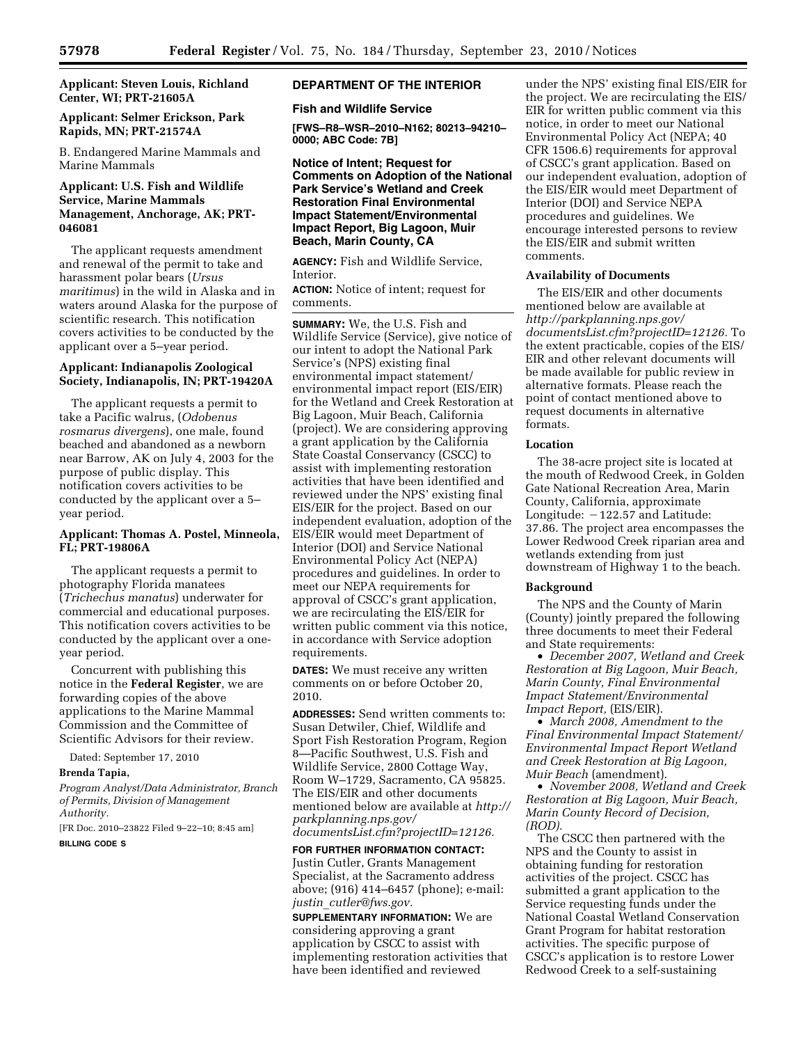**Applicant: Steven Louis, Richland Center, WI; PRT-21605A**

**Applicant: Selmer Erickson, Park Rapids, MN; PRT-21574A**

B. Endangered Marine Mammals and Marine Mammals

**Applicant: U.S. Fish and Wildlife Service, Marine Mammals Management, Anchorage, AK; PRT-046081**

The applicant requests amendment and renewal of the permit to take and harassment polar bears (*Ursus maritimus*) in the wild in Alaska and in waters around Alaska for the purpose of scientific research. This notification covers activities to be conducted by the applicant over a 5–year period.

**Applicant: Indianapolis Zoological Society, Indianapolis, IN; PRT-19420A**

The applicant requests a permit to take a Pacific walrus, (*Odobenus rosmarus divergens*), one male, found beached and abandoned as a newborn near Barrow, AK on July 4, 2003 for the purpose of public display. This notification covers activities to be conducted by the applicant over a 5–year period.

**Applicant: Thomas A. Postel, Minneola, FL; PRT-19806A**

The applicant requests a permit to photography Florida manatees (*Trichechus manatus*) underwater for commercial and educational purposes. This notification covers activities to be conducted by the applicant over a one-year period.

Concurrent with publishing this notice in the **Federal Register**, we are forwarding copies of the above applications to the Marine Mammal Commission and the Committee of Scientific Advisors for their review.

Dated: September 17, 2010

**Brenda Tapia,**

*Program Analyst/Data Administrator, Branch of Permits, Division of Management Authority.*

[FR Doc. 2010–23822 Filed 9–22–10; 8:45 am]

**BILLING CODE S**

## DEPARTMENT OF THE INTERIOR

### Fish and Wildlife Service

**[FWS–R8–WSR–2010–N162; 80213–94210–0000; ABC Code: 7B]**

### Notice of Intent; Request for Comments on Adoption of the National Park Service's Wetland and Creek Restoration Final Environmental Impact Statement/Environmental Impact Report, Big Lagoon, Muir Beach, Marin County, CA

**AGENCY:** Fish and Wildlife Service, Interior.

**ACTION:** Notice of intent; request for comments.

**SUMMARY:** We, the U.S. Fish and Wildlife Service (Service), give notice of our intent to adopt the National Park Service's (NPS) existing final environmental impact statement/environmental impact report (EIS/EIR) for the Wetland and Creek Restoration at Big Lagoon, Muir Beach, California (project). We are considering approving a grant application by the California State Coastal Conservancy (CSCC) to assist with implementing restoration activities that have been identified and reviewed under the NPS' existing final EIS/EIR for the project. Based on our independent evaluation, adoption of the EIS/EIR would meet Department of Interior (DOI) and Service National Environmental Policy Act (NEPA) procedures and guidelines. In order to meet our NEPA requirements for approval of CSCC's grant application, we are recirculating the EIS/EIR for written public comment via this notice, in accordance with Service adoption requirements.

**DATES:** We must receive any written comments on or before October 20, 2010.

**ADDRESSES:** Send written comments to: Susan Detwiler, Chief, Wildlife and Sport Fish Restoration Program, Region 8—Pacific Southwest, U.S. Fish and Wildlife Service, 2800 Cottage Way, Room W–1729, Sacramento, CA 95825. The EIS/EIR and other documents mentioned below are available at *http://parkplanning.nps.gov/documentsList.cfm?projectID=12126.*

**FOR FURTHER INFORMATION CONTACT:** Justin Cutler, Grants Management Specialist, at the Sacramento address above; (916) 414–6457 (phone); e-mail: *justin_cutler@fws.gov.*

**SUPPLEMENTARY INFORMATION:** We are considering approving a grant application by CSCC to assist with implementing restoration activities that have been identified and reviewed under the NPS' existing final EIS/EIR for the project. We are recirculating the EIS/EIR for written public comment via this notice, in order to meet our National Environmental Policy Act (NEPA; 40 CFR 1506.6) requirements for approval of CSCC's grant application. Based on our independent evaluation, adoption of the EIS/EIR would meet Department of Interior (DOI) and Service NEPA procedures and guidelines. We encourage interested persons to review the EIS/EIR and submit written comments.

**Availability of Documents**

The EIS/EIR and other documents mentioned below are available at *http://parkplanning.nps.gov/documentsList.cfm?projectID=12126.* To the extent practicable, copies of the EIS/EIR and other relevant documents will be made available for public review in alternative formats. Please reach the point of contact mentioned above to request documents in alternative formats.

**Location**

The 38-acre project site is located at the mouth of Redwood Creek, in Golden Gate National Recreation Area, Marin County, California, approximate Longitude: −122.57 and Latitude: 37.86. The project area encompasses the Lower Redwood Creek riparian area and wetlands extending from just downstream of Highway 1 to the beach.

**Background**

The NPS and the County of Marin (County) jointly prepared the following three documents to meet their Federal and State requirements:

- *December 2007, Wetland and Creek Restoration at Big Lagoon, Muir Beach, Marin County, Final Environmental Impact Statement/Environmental Impact Report,* (EIS/EIR).
- *March 2008, Amendment to the Final Environmental Impact Statement/Environmental Impact Report Wetland and Creek Restoration at Big Lagoon, Muir Beach* (amendment).
- *November 2008, Wetland and Creek Restoration at Big Lagoon, Muir Beach, Marin County Record of Decision, (ROD).*

The CSCC then partnered with the NPS and the County to assist in obtaining funding for restoration activities of the project. CSCC has submitted a grant application to the Service requesting funds under the National Coastal Wetland Conservation Grant Program for habitat restoration activities. The specific purpose of CSCC's application is to restore Lower Redwood Creek to a self-sustaining